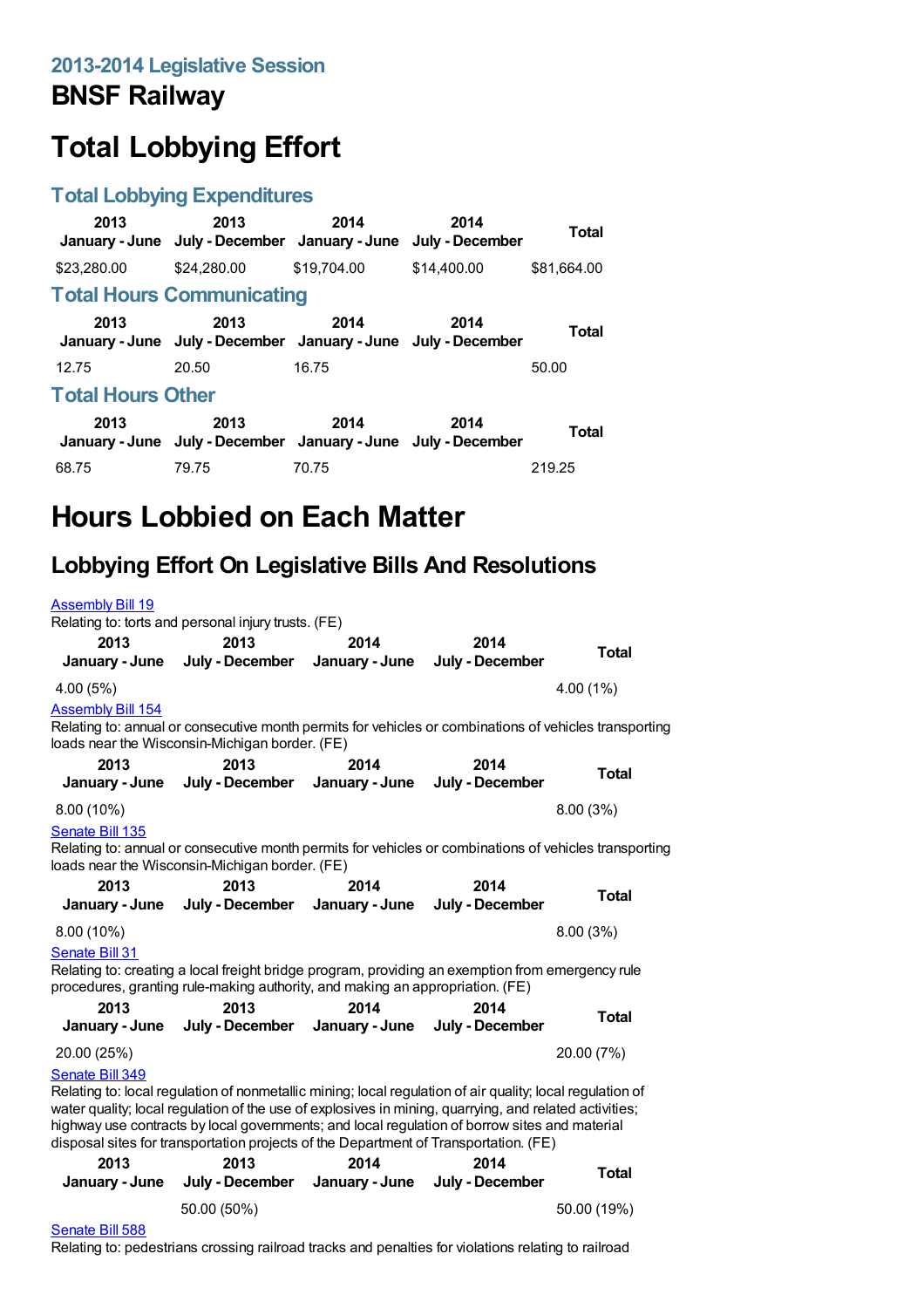## 2013-2014 Legislative Session

# BNSF Railway

# Total Lobbying Effort

## Total Lobbying Expenditures

| 2013 January - June | 2013 July - December | 2014 January - June | 2014 July - December | Total |
|---|---|---|---|---|
| $23,280.00 | $24,280.00 | $19,704.00 | $14,400.00 | $81,664.00 |

## Total Hours Communicating

| 2013 January - June | 2013 July - December | 2014 January - June | 2014 July - December | Total |
|---|---|---|---|---|
| 12.75 | 20.50 | 16.75 | | 50.00 |

## Total Hours Other

| 2013 January - June | 2013 July - December | 2014 January - June | 2014 July - December | Total |
|---|---|---|---|---|
| 68.75 | 79.75 | 70.75 | | 219.25 |

# Hours Lobbied on Each Matter

## Lobbying Effort On Legislative Bills And Resolutions

Assembly Bill 19

Relating to: torts and personal injury trusts. (FE)

| 2013 January - June | 2013 July - December | 2014 January - June | 2014 July - December | Total |
|---|---|---|---|---|
| 4.00 (5%) | | | | 4.00 (1%) |

Assembly Bill 154

Relating to: annual or consecutive month permits for vehicles or combinations of vehicles transporting loads near the Wisconsin-Michigan border. (FE)

| 2013 January - June | 2013 July - December | 2014 January - June | 2014 July - December | Total |
|---|---|---|---|---|
| 8.00 (10%) | | | | 8.00 (3%) |

Senate Bill 135

Relating to: annual or consecutive month permits for vehicles or combinations of vehicles transporting loads near the Wisconsin-Michigan border. (FE)

| 2013 January - June | 2013 July - December | 2014 January - June | 2014 July - December | Total |
|---|---|---|---|---|
| 8.00 (10%) | | | | 8.00 (3%) |

Senate Bill 31

Relating to: creating a local freight bridge program, providing an exemption from emergency rule procedures, granting rule-making authority, and making an appropriation. (FE)

| 2013 January - June | 2013 July - December | 2014 January - June | 2014 July - December | Total |
|---|---|---|---|---|
| 20.00 (25%) | | | | 20.00 (7%) |

Senate Bill 349

Relating to: local regulation of nonmetallic mining; local regulation of air quality; local regulation of water quality; local regulation of the use of explosives in mining, quarrying, and related activities; highway use contracts by local governments; and local regulation of borrow sites and material disposal sites for transportation projects of the Department of Transportation. (FE)

| 2013 January - June | 2013 July - December | 2014 January - June | 2014 July - December | Total |
|---|---|---|---|---|
| | 50.00 (50%) | | | 50.00 (19%) |

Senate Bill 588

Relating to: pedestrians crossing railroad tracks and penalties for violations relating to railroad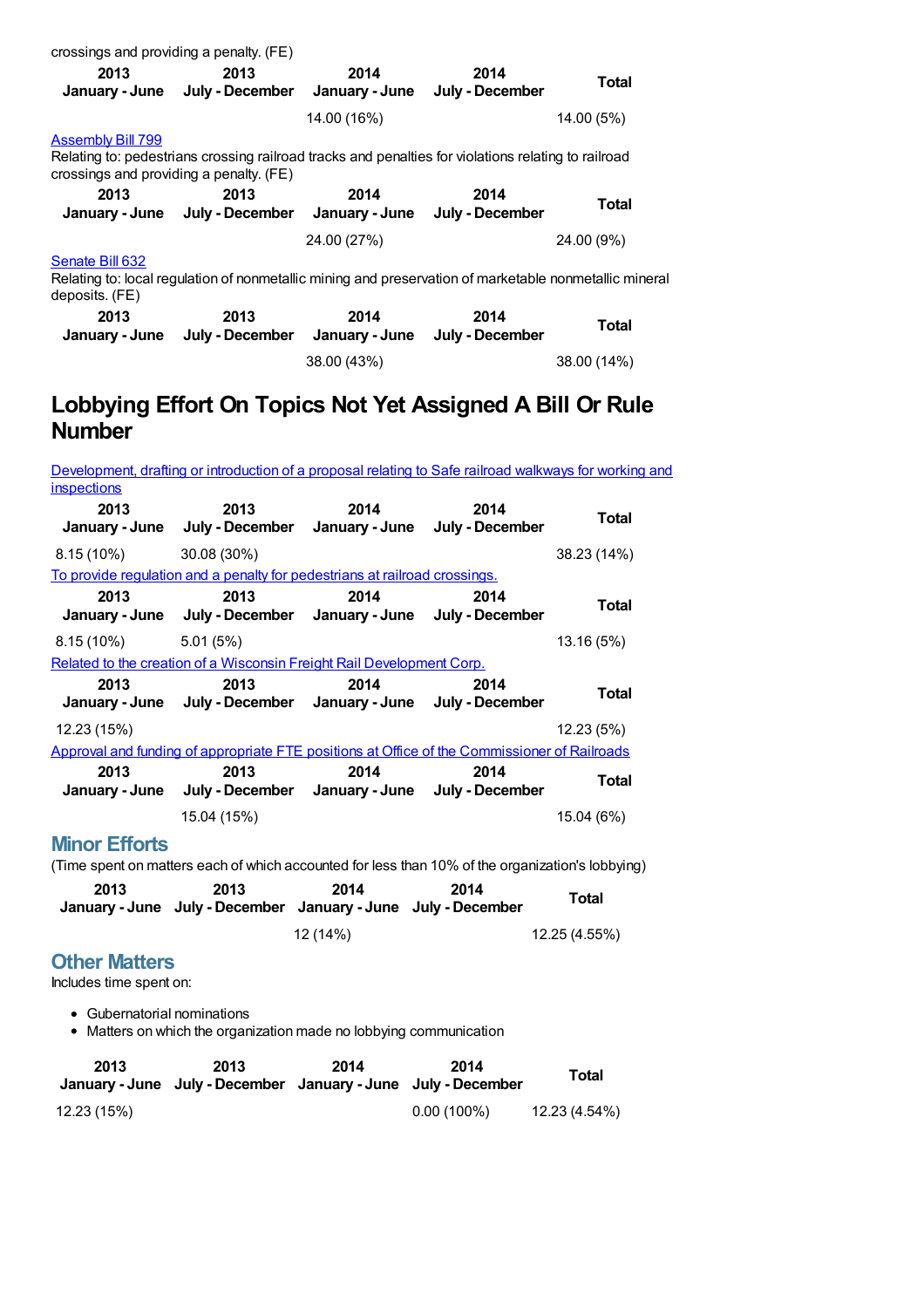crossings and providing a penalty. (FE)

| 2013 January - June | 2013 July - December | 2014 January - June | 2014 July - December | Total |
|---|---|---|---|---|
| | | 14.00 (16%) | | 14.00 (5%) |

Assembly Bill 799

Relating to: pedestrians crossing railroad tracks and penalties for violations relating to railroad crossings and providing a penalty. (FE)

| 2013 January - June | 2013 July - December | 2014 January - June | 2014 July - December | Total |
|---|---|---|---|---|
| | | 24.00 (27%) | | 24.00 (9%) |

Senate Bill 632

Relating to: local regulation of nonmetallic mining and preservation of marketable nonmetallic mineral deposits. (FE)

| 2013 January - June | 2013 July - December | 2014 January - June | 2014 July - December | Total |
|---|---|---|---|---|
| | | 38.00 (43%) | | 38.00 (14%) |

# Lobbying Effort On Topics Not Yet Assigned A Bill Or Rule Number

Development, drafting or introduction of a proposal relating to Safe railroad walkways for working and inspections

| 2013 January - June | 2013 July - December | 2014 January - June | 2014 July - December | Total |
|---|---|---|---|---|
| 8.15 (10%) | 30.08 (30%) | | | 38.23 (14%) |

To provide regulation and a penalty for pedestrians at railroad crossings.

| 2013 January - June | 2013 July - December | 2014 January - June | 2014 July - December | Total |
|---|---|---|---|---|
| 8.15 (10%) | 5.01 (5%) | | | 13.16 (5%) |

Related to the creation of a Wisconsin Freight Rail Development Corp.

| 2013 January - June | 2013 July - December | 2014 January - June | 2014 July - December | Total |
|---|---|---|---|---|
| 12.23 (15%) | | | | 12.23 (5%) |

Approval and funding of appropriate FTE positions at Office of the Commissioner of Railroads

| 2013 January - June | 2013 July - December | 2014 January - June | 2014 July - December | Total |
|---|---|---|---|---|
| | 15.04 (15%) | | | 15.04 (6%) |

## Minor Efforts

(Time spent on matters each of which accounted for less than 10% of the organization's lobbying)

| 2013 January - June | 2013 July - December | 2014 January - June | 2014 July - December | Total |
|---|---|---|---|---|
| | | 12 (14%) | | 12.25 (4.55%) |

## Other Matters

Includes time spent on:

- Gubernatorial nominations
- Matters on which the organization made no lobbying communication

| 2013 January - June | 2013 July - December | 2014 January - June | 2014 July - December | Total |
|---|---|---|---|---|
| 12.23 (15%) | | | 0.00 (100%) | 12.23 (4.54%) |